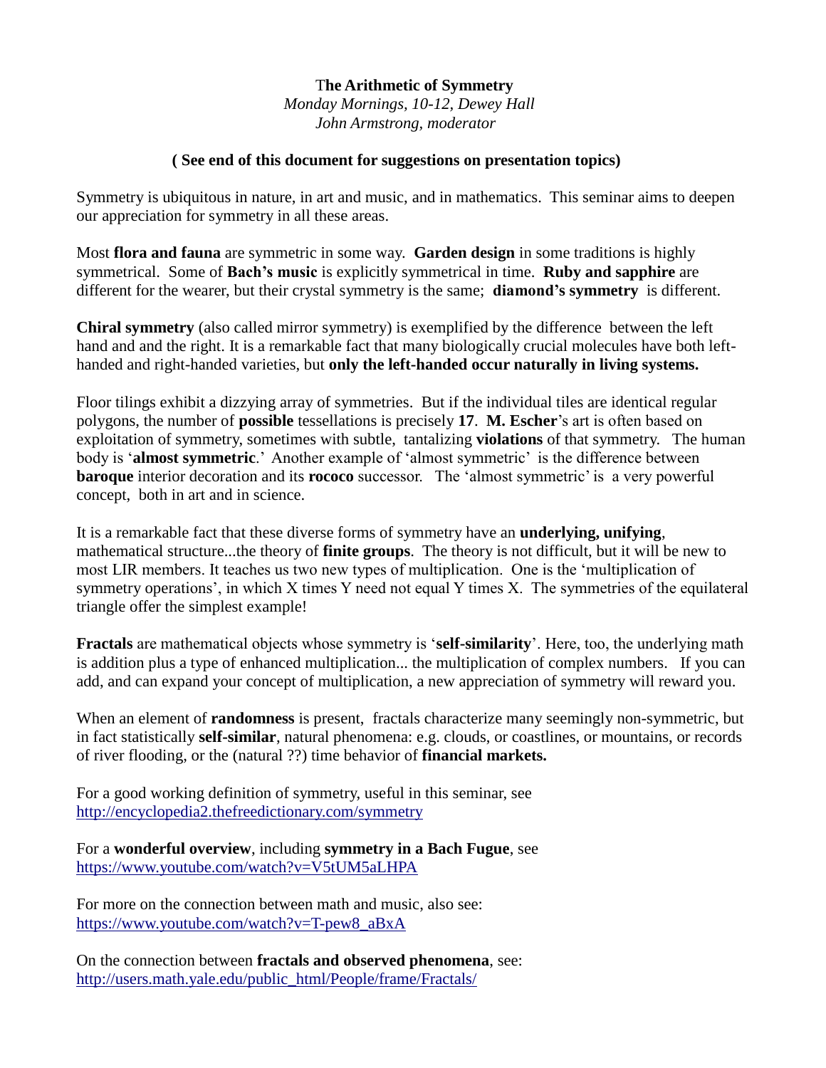**The Arithmetic of Symmetry**
*Monday Mornings, 10-12, Dewey Hall*
*John Armstrong, moderator*

**( See end of this document for suggestions on presentation topics)**

Symmetry is ubiquitous in nature, in art and music, and in mathematics. This seminar aims to deepen our appreciation for symmetry in all these areas.

Most **flora and fauna** are symmetric in some way. **Garden design** in some traditions is highly symmetrical. Some of **Bach's music** is explicitly symmetrical in time. **Ruby and sapphire** are different for the wearer, but their crystal symmetry is the same; **diamond's symmetry** is different.

**Chiral symmetry** (also called mirror symmetry) is exemplified by the difference between the left hand and and the right. It is a remarkable fact that many biologically crucial molecules have both left-handed and right-handed varieties, but **only the left-handed occur naturally in living systems.**

Floor tilings exhibit a dizzying array of symmetries. But if the individual tiles are identical regular polygons, the number of **possible** tessellations is precisely **17**. **M. Escher**'s art is often based on exploitation of symmetry, sometimes with subtle, tantalizing **violations** of that symmetry. The human body is '**almost symmetric**.' Another example of 'almost symmetric' is the difference between **baroque** interior decoration and its **rococo** successor. The 'almost symmetric' is a very powerful concept, both in art and in science.

It is a remarkable fact that these diverse forms of symmetry have an **underlying, unifying**, mathematical structure...the theory of **finite groups**. The theory is not difficult, but it will be new to most LIR members. It teaches us two new types of multiplication. One is the 'multiplication of symmetry operations', in which X times Y need not equal Y times X. The symmetries of the equilateral triangle offer the simplest example!

**Fractals** are mathematical objects whose symmetry is '**self-similarity**'. Here, too, the underlying math is addition plus a type of enhanced multiplication... the multiplication of complex numbers. If you can add, and can expand your concept of multiplication, a new appreciation of symmetry will reward you.

When an element of **randomness** is present, fractals characterize many seemingly non-symmetric, but in fact statistically **self-similar**, natural phenomena: e.g. clouds, or coastlines, or mountains, or records of river flooding, or the (natural ??) time behavior of **financial markets.**

For a good working definition of symmetry, useful in this seminar, see
http://encyclopedia2.thefreedictionary.com/symmetry

For a **wonderful overview**, including **symmetry in a Bach Fugue**, see
https://www.youtube.com/watch?v=V5tUM5aLHPA

For more on the connection between math and music, also see:
https://www.youtube.com/watch?v=T-pew8_aBxA

On the connection between **fractals and observed phenomena**, see:
http://users.math.yale.edu/public_html/People/frame/Fractals/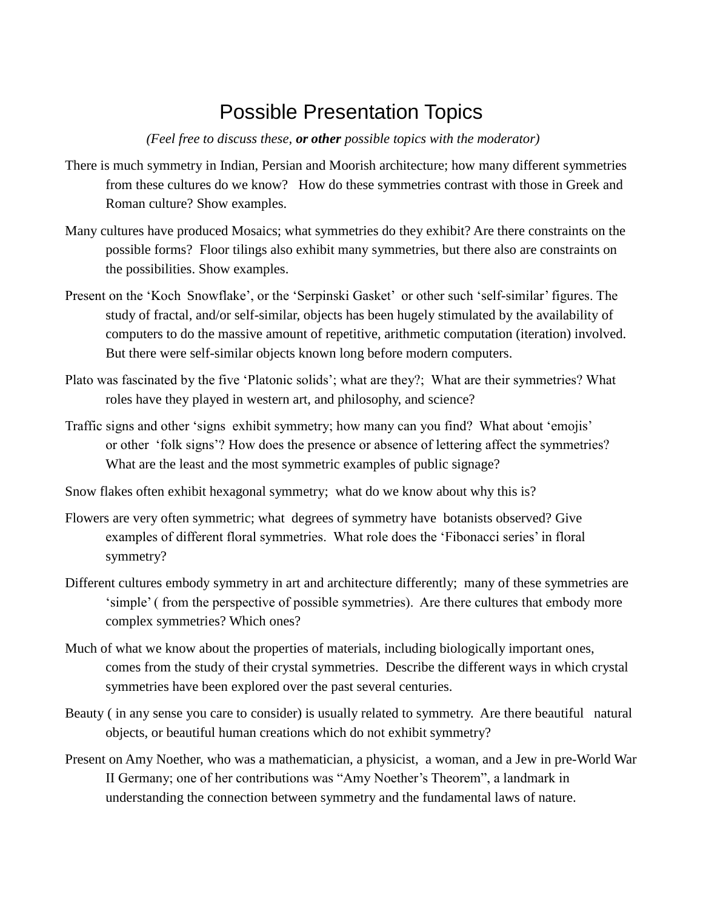# Possible Presentation Topics

*(Feel free to discuss these, **or other** possible topics with the moderator)*

There is much symmetry in Indian, Persian and Moorish architecture; how many different symmetries from these cultures do we know? How do these symmetries contrast with those in Greek and Roman culture? Show examples.

Many cultures have produced Mosaics; what symmetries do they exhibit? Are there constraints on the possible forms? Floor tilings also exhibit many symmetries, but there also are constraints on the possibilities. Show examples.

Present on the 'Koch Snowflake', or the 'Serpinski Gasket' or other such 'self-similar' figures. The study of fractal, and/or self-similar, objects has been hugely stimulated by the availability of computers to do the massive amount of repetitive, arithmetic computation (iteration) involved. But there were self-similar objects known long before modern computers.

Plato was fascinated by the five 'Platonic solids'; what are they?; What are their symmetries? What roles have they played in western art, and philosophy, and science?

Traffic signs and other 'signs exhibit symmetry; how many can you find? What about 'emojis' or other 'folk signs'? How does the presence or absence of lettering affect the symmetries? What are the least and the most symmetric examples of public signage?

Snow flakes often exhibit hexagonal symmetry; what do we know about why this is?

Flowers are very often symmetric; what degrees of symmetry have botanists observed? Give examples of different floral symmetries. What role does the 'Fibonacci series' in floral symmetry?

Different cultures embody symmetry in art and architecture differently; many of these symmetries are 'simple' ( from the perspective of possible symmetries). Are there cultures that embody more complex symmetries? Which ones?

Much of what we know about the properties of materials, including biologically important ones, comes from the study of their crystal symmetries. Describe the different ways in which crystal symmetries have been explored over the past several centuries.

Beauty ( in any sense you care to consider) is usually related to symmetry. Are there beautiful natural objects, or beautiful human creations which do not exhibit symmetry?

Present on Amy Noether, who was a mathematician, a physicist, a woman, and a Jew in pre-World War II Germany; one of her contributions was "Amy Noether's Theorem", a landmark in understanding the connection between symmetry and the fundamental laws of nature.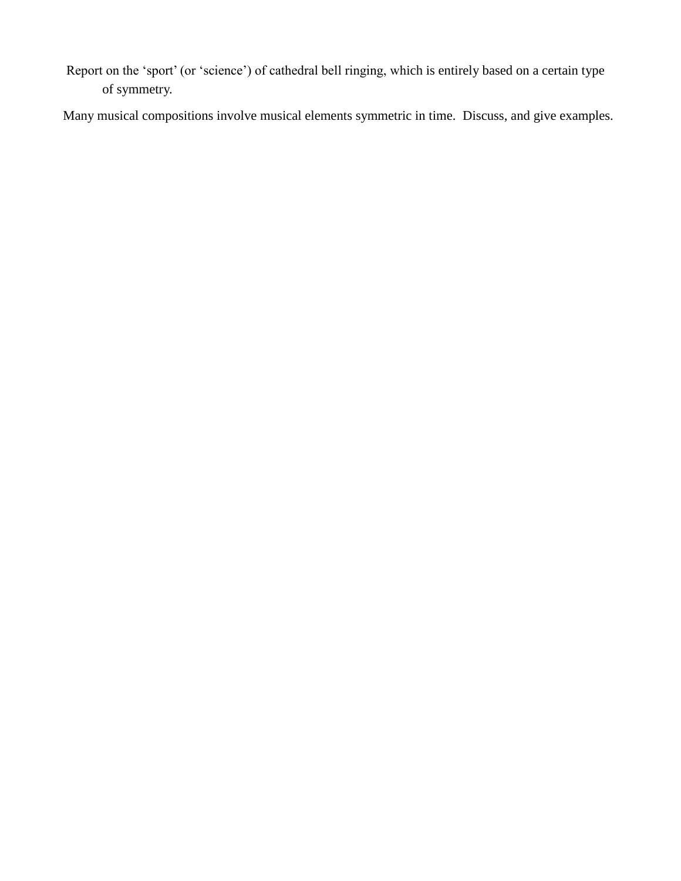Report on the ‘sport’ (or ‘science’) of cathedral bell ringing, which is entirely based on a certain type of symmetry.

Many musical compositions involve musical elements symmetric in time. Discuss, and give examples.